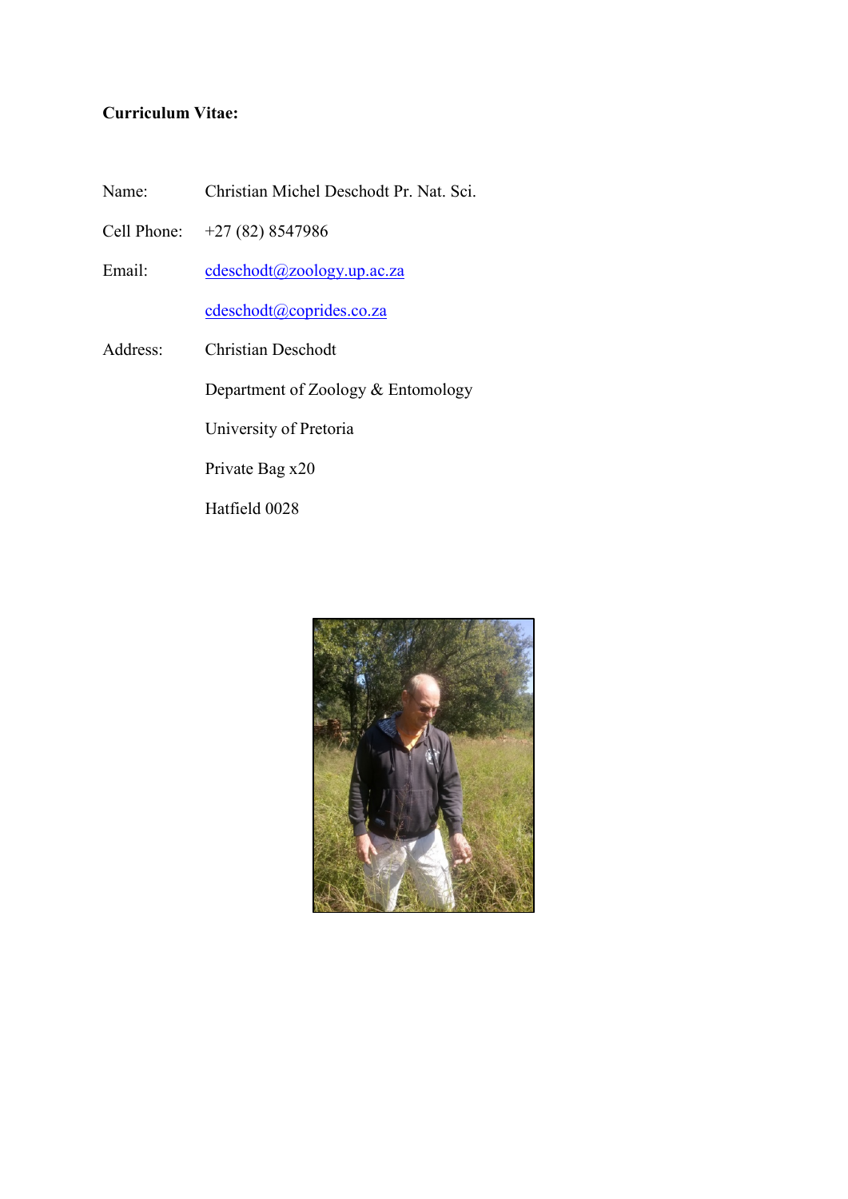**Curriculum Vitae:**

Name: Christian Michel Deschodt Pr. Nat. Sci.

Cell Phone: +27 (82) 8547986

Email: cdeschodt@zoology.up.ac.za

cdeschodt@coprides.co.za

Address: Christian Deschodt

Department of Zoology & Entomology

University of Pretoria

Private Bag x20

Hatfield 0028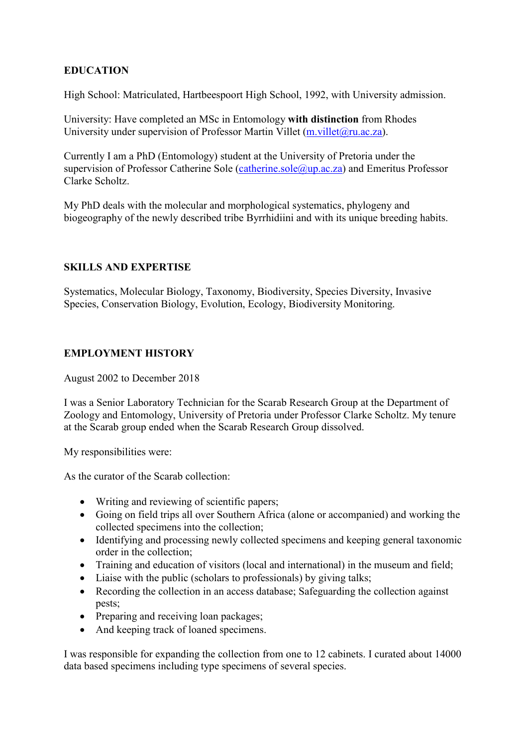## EDUCATION

High School: Matriculated, Hartbeespoort High School, 1992, with University admission.

University: Have completed an MSc in Entomology **with distinction** from Rhodes University under supervision of Professor Martin Villet (m.villet@ru.ac.za).

Currently I am a PhD (Entomology) student at the University of Pretoria under the supervision of Professor Catherine Sole (catherine.sole@up.ac.za) and Emeritus Professor Clarke Scholtz.

My PhD deals with the molecular and morphological systematics, phylogeny and biogeography of the newly described tribe Byrrhidiini and with its unique breeding habits.

## SKILLS AND EXPERTISE

Systematics, Molecular Biology, Taxonomy, Biodiversity, Species Diversity, Invasive Species, Conservation Biology, Evolution, Ecology, Biodiversity Monitoring.

## EMPLOYMENT HISTORY

August 2002 to December 2018

I was a Senior Laboratory Technician for the Scarab Research Group at the Department of Zoology and Entomology, University of Pretoria under Professor Clarke Scholtz. My tenure at the Scarab group ended when the Scarab Research Group dissolved.

My responsibilities were:

As the curator of the Scarab collection:

- Writing and reviewing of scientific papers;
- Going on field trips all over Southern Africa (alone or accompanied) and working the collected specimens into the collection;
- Identifying and processing newly collected specimens and keeping general taxonomic order in the collection;
- Training and education of visitors (local and international) in the museum and field;
- Liaise with the public (scholars to professionals) by giving talks;
- Recording the collection in an access database; Safeguarding the collection against pests;
- Preparing and receiving loan packages;
- And keeping track of loaned specimens.

I was responsible for expanding the collection from one to 12 cabinets. I curated about 14000 data based specimens including type specimens of several species.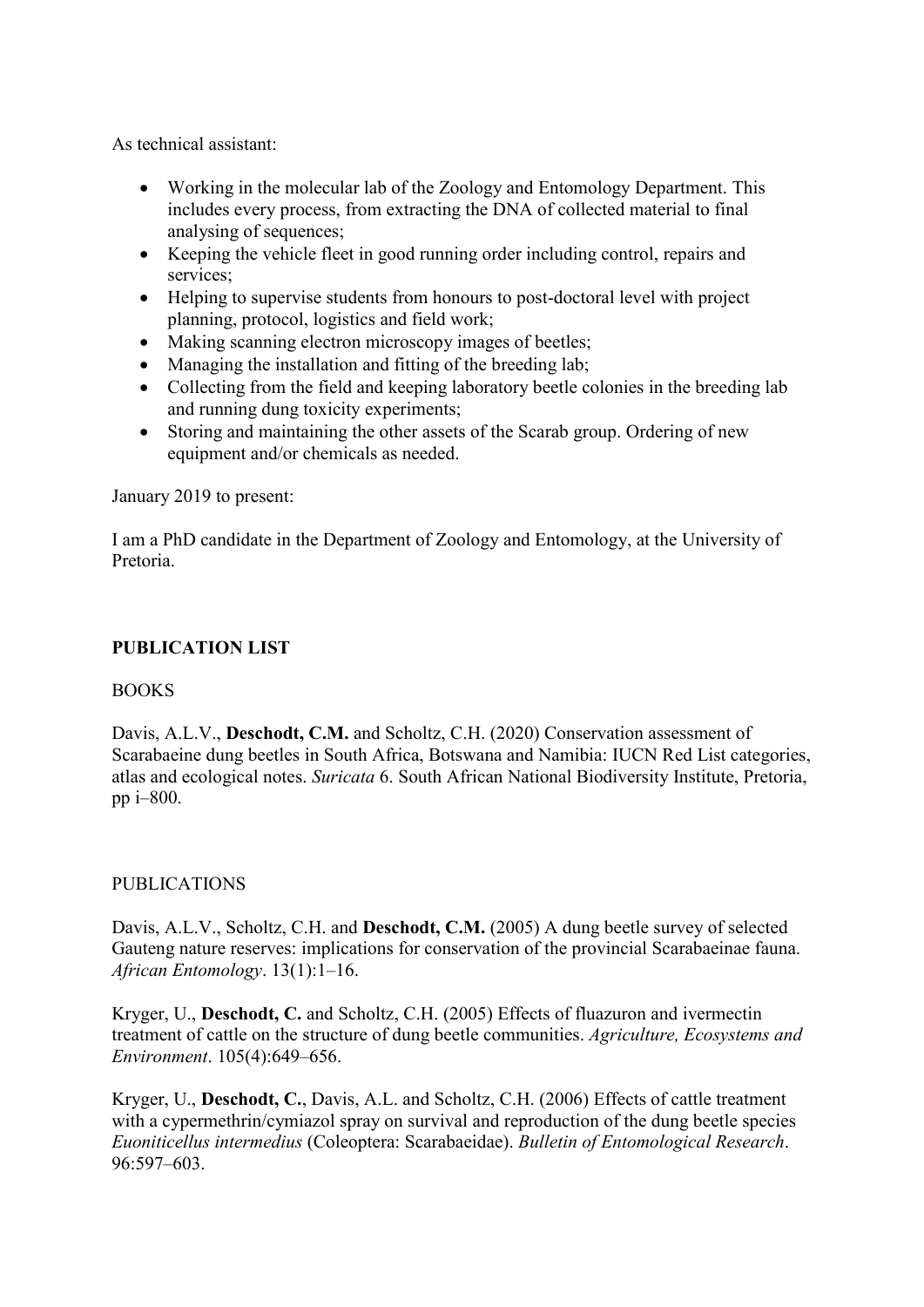As technical assistant:

- Working in the molecular lab of the Zoology and Entomology Department. This includes every process, from extracting the DNA of collected material to final analysing of sequences;
- Keeping the vehicle fleet in good running order including control, repairs and services;
- Helping to supervise students from honours to post-doctoral level with project planning, protocol, logistics and field work;
- Making scanning electron microscopy images of beetles;
- Managing the installation and fitting of the breeding lab;
- Collecting from the field and keeping laboratory beetle colonies in the breeding lab and running dung toxicity experiments;
- Storing and maintaining the other assets of the Scarab group. Ordering of new equipment and/or chemicals as needed.

January 2019 to present:

I am a PhD candidate in the Department of Zoology and Entomology, at the University of Pretoria.

**PUBLICATION LIST**

BOOKS

Davis, A.L.V., **Deschodt, C.M.** and Scholtz, C.H. (2020) Conservation assessment of Scarabaeine dung beetles in South Africa, Botswana and Namibia: IUCN Red List categories, atlas and ecological notes. *Suricata* 6. South African National Biodiversity Institute, Pretoria, pp i–800.

PUBLICATIONS

Davis, A.L.V., Scholtz, C.H. and **Deschodt, C.M.** (2005) A dung beetle survey of selected Gauteng nature reserves: implications for conservation of the provincial Scarabaeinae fauna. *African Entomology*. 13(1):1–16.

Kryger, U., **Deschodt, C.** and Scholtz, C.H. (2005) Effects of fluazuron and ivermectin treatment of cattle on the structure of dung beetle communities. *Agriculture, Ecosystems and Environment*. 105(4):649–656.

Kryger, U., **Deschodt, C.**, Davis, A.L. and Scholtz, C.H. (2006) Effects of cattle treatment with a cypermethrin/cymiazol spray on survival and reproduction of the dung beetle species *Euoniticellus intermedius* (Coleoptera: Scarabaeidae). *Bulletin of Entomological Research*. 96:597–603.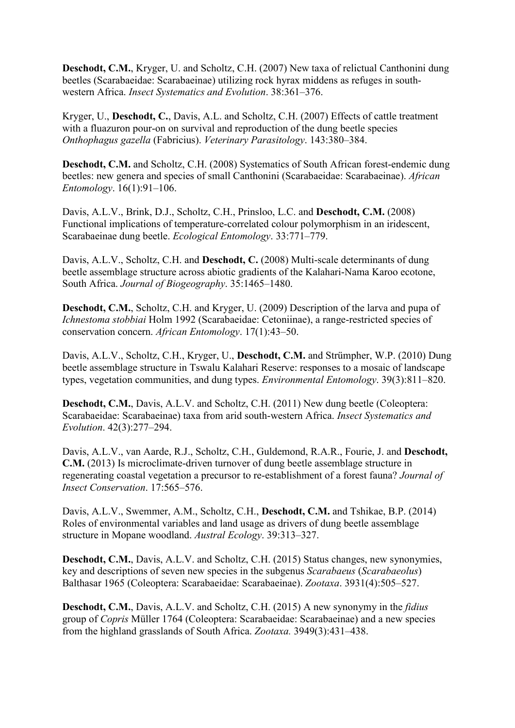**Deschodt, C.M.**, Kryger, U. and Scholtz, C.H. (2007) New taxa of relictual Canthonini dung beetles (Scarabaeidae: Scarabaeinae) utilizing rock hyrax middens as refuges in south-western Africa. *Insect Systematics and Evolution*. 38:361–376.

Kryger, U., **Deschodt, C.**, Davis, A.L. and Scholtz, C.H. (2007) Effects of cattle treatment with a fluazuron pour-on on survival and reproduction of the dung beetle species *Onthophagus gazella* (Fabricius). *Veterinary Parasitology*. 143:380–384.

**Deschodt, C.M.** and Scholtz, C.H. (2008) Systematics of South African forest-endemic dung beetles: new genera and species of small Canthonini (Scarabaeidae: Scarabaeinae). *African Entomology*. 16(1):91–106.

Davis, A.L.V., Brink, D.J., Scholtz, C.H., Prinsloo, L.C. and **Deschodt, C.M.** (2008) Functional implications of temperature-correlated colour polymorphism in an iridescent, Scarabaeinae dung beetle. *Ecological Entomology*. 33:771–779.

Davis, A.L.V., Scholtz, C.H. and **Deschodt, C.** (2008) Multi-scale determinants of dung beetle assemblage structure across abiotic gradients of the Kalahari-Nama Karoo ecotone, South Africa. *Journal of Biogeography*. 35:1465–1480.

**Deschodt, C.M.**, Scholtz, C.H. and Kryger, U. (2009) Description of the larva and pupa of *Ichnestoma stobbiai* Holm 1992 (Scarabaeidae: Cetoniinae), a range-restricted species of conservation concern. *African Entomology*. 17(1):43–50.

Davis, A.L.V., Scholtz, C.H., Kryger, U., **Deschodt, C.M.** and Strümpher, W.P. (2010) Dung beetle assemblage structure in Tswalu Kalahari Reserve: responses to a mosaic of landscape types, vegetation communities, and dung types. *Environmental Entomology*. 39(3):811–820.

**Deschodt, C.M.**, Davis, A.L.V. and Scholtz, C.H. (2011) New dung beetle (Coleoptera: Scarabaeidae: Scarabaeinae) taxa from arid south-western Africa. *Insect Systematics and Evolution*. 42(3):277–294.

Davis, A.L.V., van Aarde, R.J., Scholtz, C.H., Guldemond, R.A.R., Fourie, J. and **Deschodt, C.M.** (2013) Is microclimate-driven turnover of dung beetle assemblage structure in regenerating coastal vegetation a precursor to re-establishment of a forest fauna? *Journal of Insect Conservation*. 17:565–576.

Davis, A.L.V., Swemmer, A.M., Scholtz, C.H., **Deschodt, C.M.** and Tshikae, B.P. (2014) Roles of environmental variables and land usage as drivers of dung beetle assemblage structure in Mopane woodland. *Austral Ecology*. 39:313–327.

**Deschodt, C.M.**, Davis, A.L.V. and Scholtz, C.H. (2015) Status changes, new synonymies, key and descriptions of seven new species in the subgenus *Scarabaeus* (*Scarabaeolus*) Balthasar 1965 (Coleoptera: Scarabaeidae: Scarabaeinae). *Zootaxa*. 3931(4):505–527.

**Deschodt, C.M.**, Davis, A.L.V. and Scholtz, C.H. (2015) A new synonymy in the *fidius* group of *Copris* Müller 1764 (Coleoptera: Scarabaeidae: Scarabaeinae) and a new species from the highland grasslands of South Africa. *Zootaxa.* 3949(3):431–438.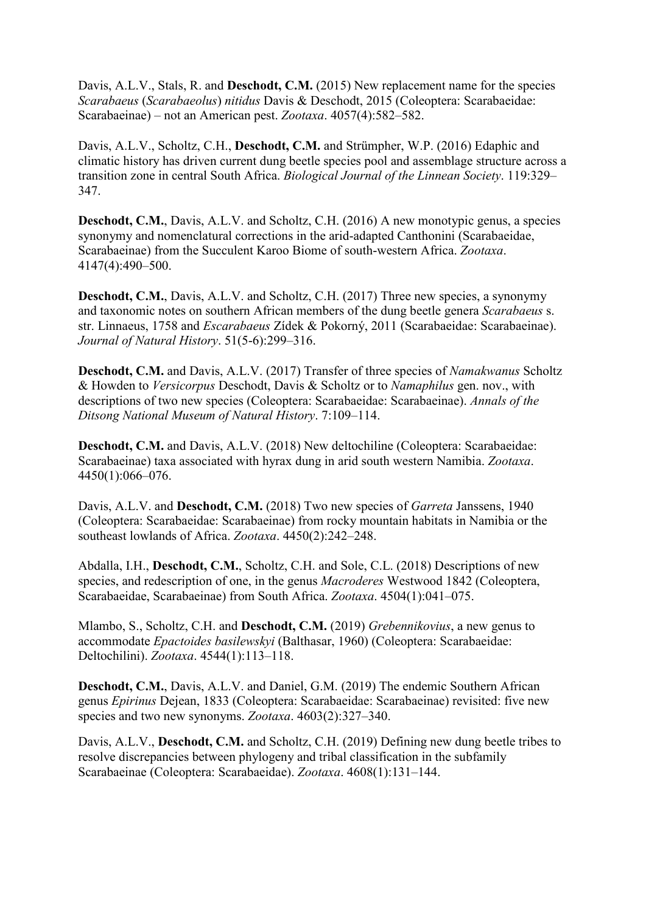Davis, A.L.V., Stals, R. and **Deschodt, C.M.** (2015) New replacement name for the species *Scarabaeus* (*Scarabaeolus*) *nitidus* Davis & Deschodt, 2015 (Coleoptera: Scarabaeidae: Scarabaeinae) – not an American pest. *Zootaxa*. 4057(4):582–582.

Davis, A.L.V., Scholtz, C.H., **Deschodt, C.M.** and Strümpher, W.P. (2016) Edaphic and climatic history has driven current dung beetle species pool and assemblage structure across a transition zone in central South Africa. *Biological Journal of the Linnean Society*. 119:329–347.

**Deschodt, C.M.**, Davis, A.L.V. and Scholtz, C.H. (2016) A new monotypic genus, a species synonymy and nomenclatural corrections in the arid-adapted Canthonini (Scarabaeidae, Scarabaeinae) from the Succulent Karoo Biome of south-western Africa. *Zootaxa*. 4147(4):490–500.

**Deschodt, C.M.**, Davis, A.L.V. and Scholtz, C.H. (2017) Three new species, a synonymy and taxonomic notes on southern African members of the dung beetle genera *Scarabaeus* s. str. Linnaeus, 1758 and *Escarabaeus* Zídek & Pokorný, 2011 (Scarabaeidae: Scarabaeinae). *Journal of Natural History*. 51(5-6):299–316.

**Deschodt, C.M.** and Davis, A.L.V. (2017) Transfer of three species of *Namakwanus* Scholtz & Howden to *Versicorpus* Deschodt, Davis & Scholtz or to *Namaphilus* gen. nov., with descriptions of two new species (Coleoptera: Scarabaeidae: Scarabaeinae). *Annals of the Ditsong National Museum of Natural History*. 7:109–114.

**Deschodt, C.M.** and Davis, A.L.V. (2018) New deltochiline (Coleoptera: Scarabaeidae: Scarabaeinae) taxa associated with hyrax dung in arid south western Namibia. *Zootaxa*. 4450(1):066–076.

Davis, A.L.V. and **Deschodt, C.M.** (2018) Two new species of *Garreta* Janssens, 1940 (Coleoptera: Scarabaeidae: Scarabaeinae) from rocky mountain habitats in Namibia or the southeast lowlands of Africa. *Zootaxa*. 4450(2):242–248.

Abdalla, I.H., **Deschodt, C.M.**, Scholtz, C.H. and Sole, C.L. (2018) Descriptions of new species, and redescription of one, in the genus *Macroderes* Westwood 1842 (Coleoptera, Scarabaeidae, Scarabaeinae) from South Africa. *Zootaxa*. 4504(1):041–075.

Mlambo, S., Scholtz, C.H. and **Deschodt, C.M.** (2019) *Grebennikovius*, a new genus to accommodate *Epactoides basilewskyi* (Balthasar, 1960) (Coleoptera: Scarabaeidae: Deltochilini). *Zootaxa*. 4544(1):113–118.

**Deschodt, C.M.**, Davis, A.L.V. and Daniel, G.M. (2019) The endemic Southern African genus *Epirinus* Dejean, 1833 (Coleoptera: Scarabaeidae: Scarabaeinae) revisited: five new species and two new synonyms. *Zootaxa*. 4603(2):327–340.

Davis, A.L.V., **Deschodt, C.M.** and Scholtz, C.H. (2019) Defining new dung beetle tribes to resolve discrepancies between phylogeny and tribal classification in the subfamily Scarabaeinae (Coleoptera: Scarabaeidae). *Zootaxa*. 4608(1):131–144.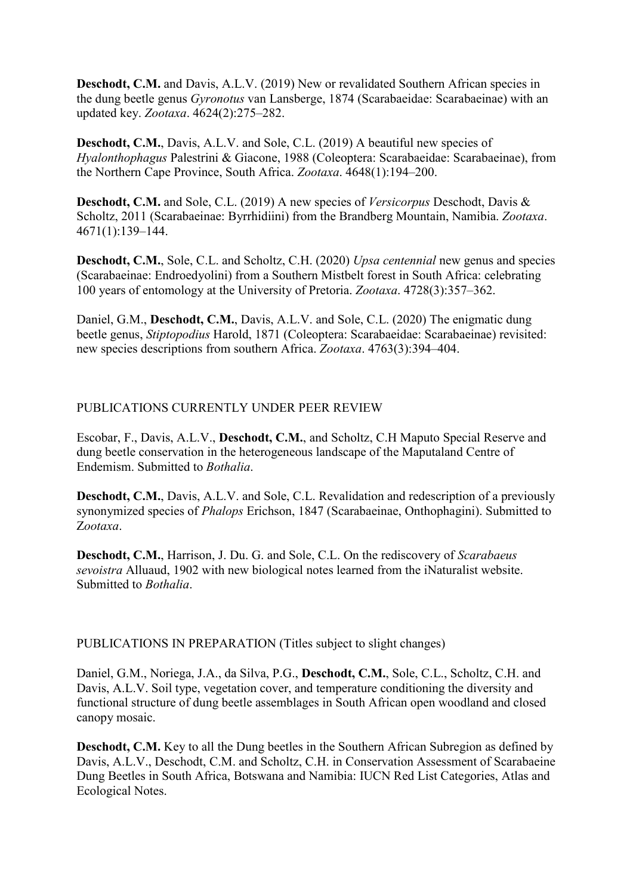**Deschodt, C.M.** and Davis, A.L.V. (2019) New or revalidated Southern African species in the dung beetle genus *Gyronotus* van Lansberge, 1874 (Scarabaeidae: Scarabaeinae) with an updated key. *Zootaxa*. 4624(2):275–282.

**Deschodt, C.M.**, Davis, A.L.V. and Sole, C.L. (2019) A beautiful new species of *Hyalonthophagus* Palestrini & Giacone, 1988 (Coleoptera: Scarabaeidae: Scarabaeinae), from the Northern Cape Province, South Africa. *Zootaxa*. 4648(1):194–200.

**Deschodt, C.M.** and Sole, C.L. (2019) A new species of *Versicorpus* Deschodt, Davis & Scholtz, 2011 (Scarabaeinae: Byrrhidiini) from the Brandberg Mountain, Namibia. *Zootaxa*. 4671(1):139–144.

**Deschodt, C.M.**, Sole, C.L. and Scholtz, C.H. (2020) *Upsa centennial* new genus and species (Scarabaeinae: Endroedyolini) from a Southern Mistbelt forest in South Africa: celebrating 100 years of entomology at the University of Pretoria. *Zootaxa*. 4728(3):357–362.

Daniel, G.M., **Deschodt, C.M.**, Davis, A.L.V. and Sole, C.L. (2020) The enigmatic dung beetle genus, *Stiptopodius* Harold, 1871 (Coleoptera: Scarabaeidae: Scarabaeinae) revisited: new species descriptions from southern Africa. *Zootaxa*. 4763(3):394–404.

PUBLICATIONS CURRENTLY UNDER PEER REVIEW

Escobar, F., Davis, A.L.V., **Deschodt, C.M.**, and Scholtz, C.H Maputo Special Reserve and dung beetle conservation in the heterogeneous landscape of the Maputaland Centre of Endemism. Submitted to *Bothalia*.

**Deschodt, C.M.**, Davis, A.L.V. and Sole, C.L. Revalidation and redescription of a previously synonymized species of *Phalops* Erichson, 1847 (Scarabaeinae, Onthophagini). Submitted to *Zootaxa*.

**Deschodt, C.M.**, Harrison, J. Du. G. and Sole, C.L. On the rediscovery of *Scarabaeus sevoistra* Alluaud, 1902 with new biological notes learned from the iNaturalist website. Submitted to *Bothalia*.

PUBLICATIONS IN PREPARATION (Titles subject to slight changes)

Daniel, G.M., Noriega, J.A., da Silva, P.G., **Deschodt, C.M.**, Sole, C.L., Scholtz, C.H. and Davis, A.L.V. Soil type, vegetation cover, and temperature conditioning the diversity and functional structure of dung beetle assemblages in South African open woodland and closed canopy mosaic.

**Deschodt, C.M.** Key to all the Dung beetles in the Southern African Subregion as defined by Davis, A.L.V., Deschodt, C.M. and Scholtz, C.H. in Conservation Assessment of Scarabaeine Dung Beetles in South Africa, Botswana and Namibia: IUCN Red List Categories, Atlas and Ecological Notes.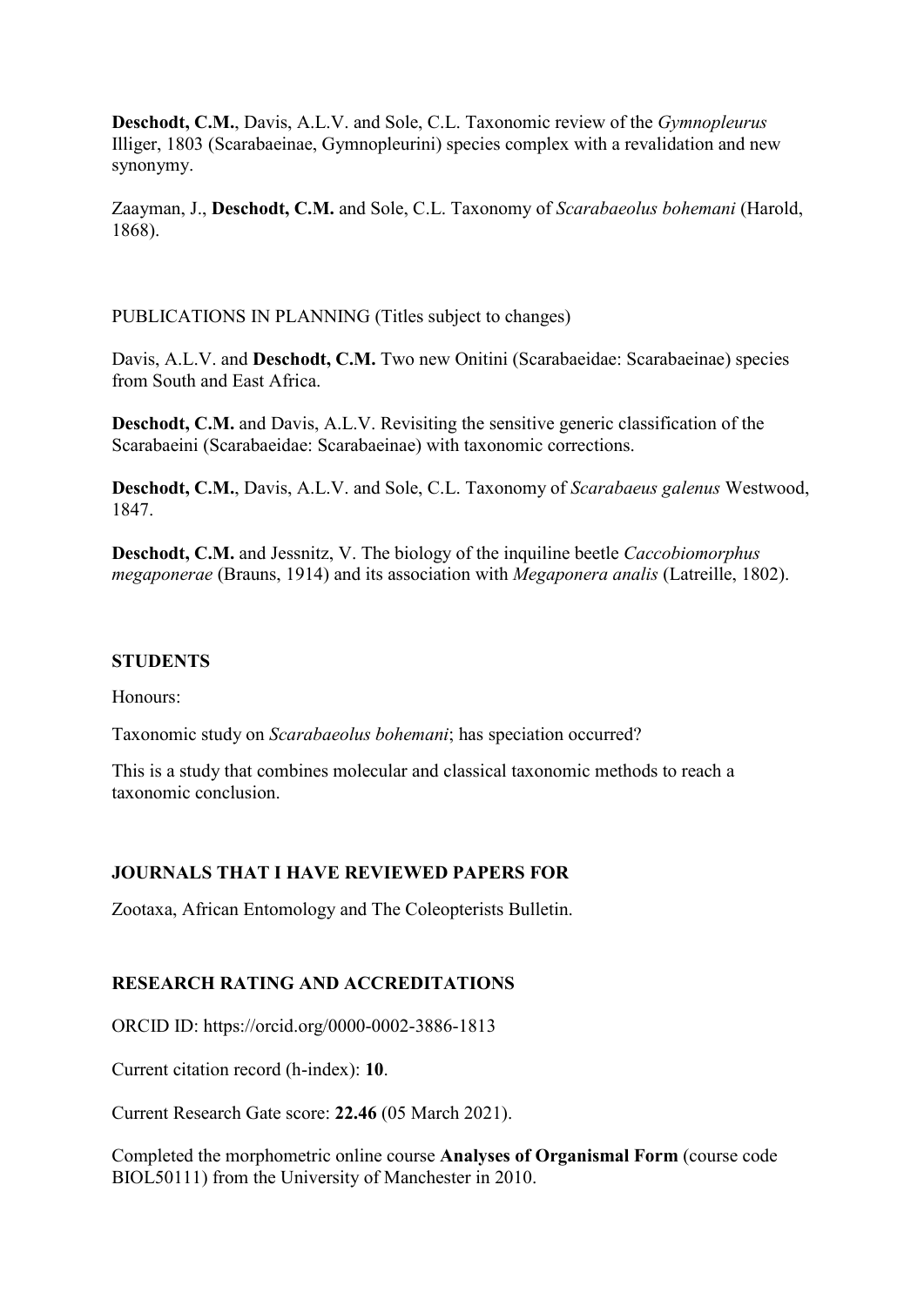**Deschodt, C.M.**, Davis, A.L.V. and Sole, C.L. Taxonomic review of the *Gymnopleurus* Illiger, 1803 (Scarabaeinae, Gymnopleurini) species complex with a revalidation and new synonymy.

Zaayman, J., **Deschodt, C.M.** and Sole, C.L. Taxonomy of *Scarabaeolus bohemani* (Harold, 1868).

PUBLICATIONS IN PLANNING (Titles subject to changes)

Davis, A.L.V. and **Deschodt, C.M.** Two new Onitini (Scarabaeidae: Scarabaeinae) species from South and East Africa.

**Deschodt, C.M.** and Davis, A.L.V. Revisiting the sensitive generic classification of the Scarabaeini (Scarabaeidae: Scarabaeinae) with taxonomic corrections.

**Deschodt, C.M.**, Davis, A.L.V. and Sole, C.L. Taxonomy of *Scarabaeus galenus* Westwood, 1847.

**Deschodt, C.M.** and Jessnitz, V. The biology of the inquiline beetle *Caccobiomorphus megaponerae* (Brauns, 1914) and its association with *Megaponera analis* (Latreille, 1802).

## STUDENTS

Honours:

Taxonomic study on *Scarabaeolus bohemani*; has speciation occurred?

This is a study that combines molecular and classical taxonomic methods to reach a taxonomic conclusion.

## JOURNALS THAT I HAVE REVIEWED PAPERS FOR

Zootaxa, African Entomology and The Coleopterists Bulletin.

## RESEARCH RATING AND ACCREDITATIONS

ORCID ID: https://orcid.org/0000-0002-3886-1813

Current citation record (h-index): **10**.

Current Research Gate score: **22.46** (05 March 2021).

Completed the morphometric online course **Analyses of Organismal Form** (course code BIOL50111) from the University of Manchester in 2010.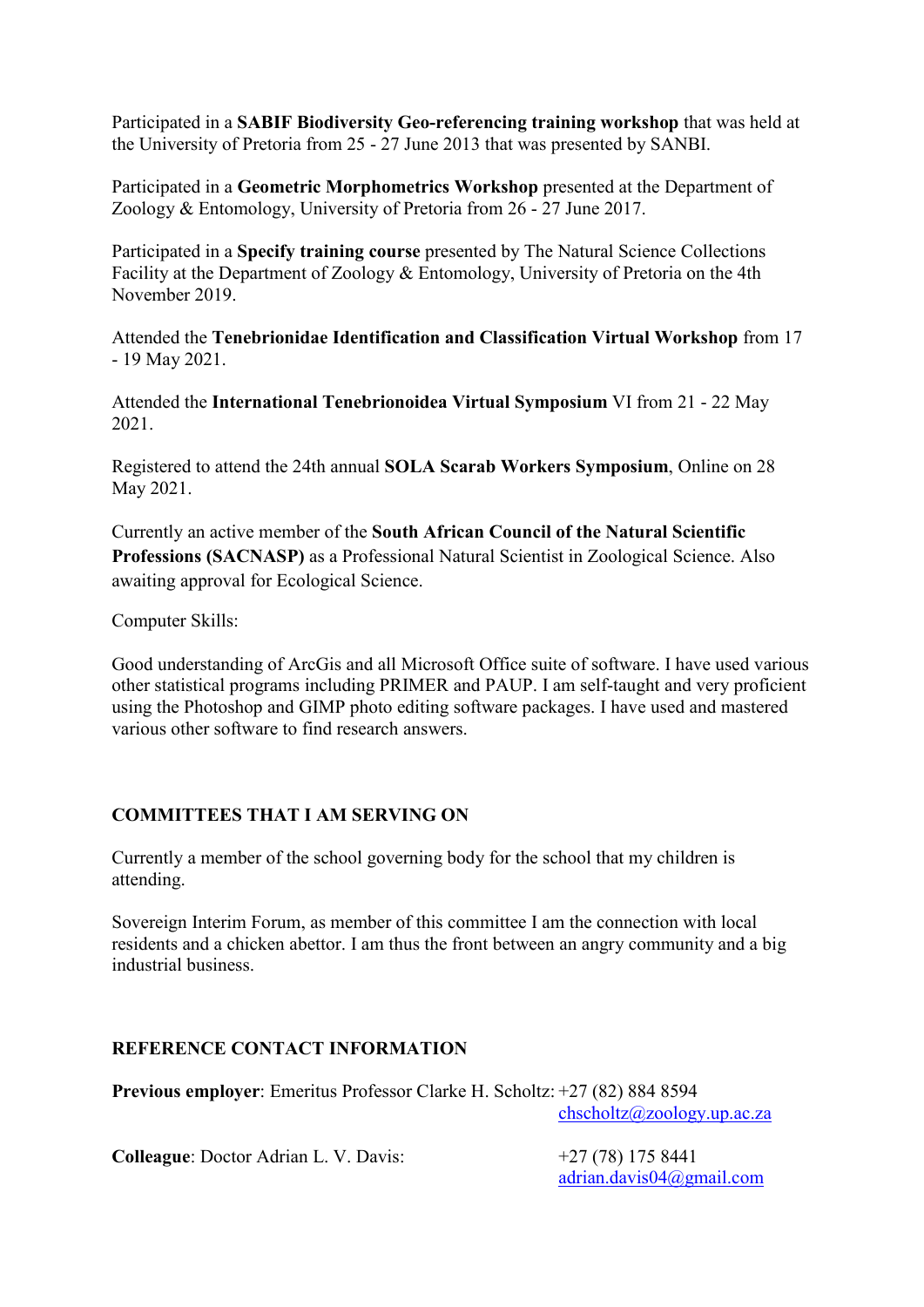Participated in a **SABIF Biodiversity Geo-referencing training workshop** that was held at the University of Pretoria from 25 - 27 June 2013 that was presented by SANBI.

Participated in a **Geometric Morphometrics Workshop** presented at the Department of Zoology & Entomology, University of Pretoria from 26 - 27 June 2017.

Participated in a **Specify training course** presented by The Natural Science Collections Facility at the Department of Zoology & Entomology, University of Pretoria on the 4th November 2019.

Attended the **Tenebrionidae Identification and Classification Virtual Workshop** from 17 - 19 May 2021.

Attended the **International Tenebrionoidea Virtual Symposium** VI from 21 - 22 May 2021.

Registered to attend the 24th annual **SOLA Scarab Workers Symposium**, Online on 28 May 2021.

Currently an active member of the **South African Council of the Natural Scientific Professions (SACNASP)** as a Professional Natural Scientist in Zoological Science. Also awaiting approval for Ecological Science.

Computer Skills:

Good understanding of ArcGis and all Microsoft Office suite of software. I have used various other statistical programs including PRIMER and PAUP. I am self-taught and very proficient using the Photoshop and GIMP photo editing software packages. I have used and mastered various other software to find research answers.

## COMMITTEES THAT I AM SERVING ON

Currently a member of the school governing body for the school that my children is attending.

Sovereign Interim Forum, as member of this committee I am the connection with local residents and a chicken abettor. I am thus the front between an angry community and a big industrial business.

## REFERENCE CONTACT INFORMATION

**Previous employer**: Emeritus Professor Clarke H. Scholtz: +27 (82) 884 8594
chscholtz@zoology.up.ac.za

**Colleague**: Doctor Adrian L. V. Davis: +27 (78) 175 8441
adrian.davis04@gmail.com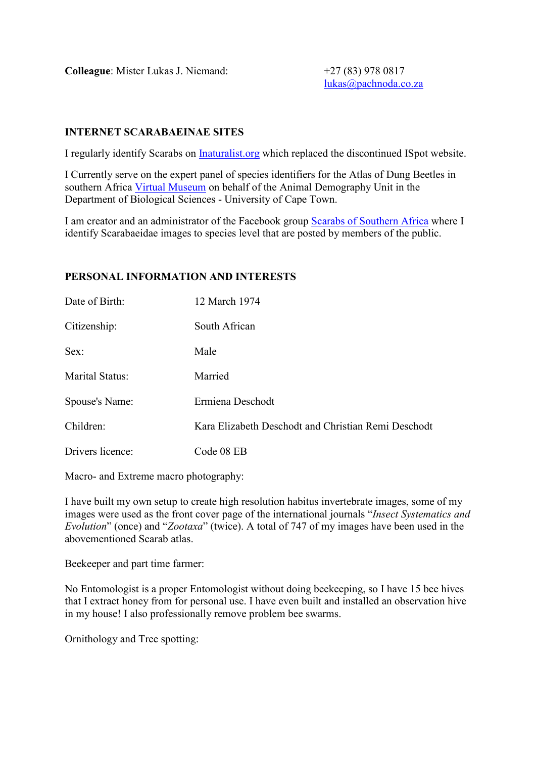**Colleague**: Mister Lukas J. Niemand: +27 (83) 978 0817
[lukas@pachnoda.co.za](mailto:lukas@pachnoda.co.za)

## INTERNET SCARABAEINAE SITES

I regularly identify Scarabs on [Inaturalist.org](Inaturalist.org) which replaced the discontinued ISpot website.

I Currently serve on the expert panel of species identifiers for the Atlas of Dung Beetles in southern Africa [Virtual Museum](Virtual Museum) on behalf of the Animal Demography Unit in the Department of Biological Sciences - University of Cape Town.

I am creator and an administrator of the Facebook group [Scarabs of Southern Africa](Scarabs of Southern Africa) where I identify Scarabaeidae images to species level that are posted by members of the public.

## PERSONAL INFORMATION AND INTERESTS

| | |
|---|---|
| Date of Birth: | 12 March 1974 |
| Citizenship: | South African |
| Sex: | Male |
| Marital Status: | Married |
| Spouse's Name: | Ermiena Deschodt |
| Children: | Kara Elizabeth Deschodt and Christian Remi Deschodt |
| Drivers licence: | Code 08 EB |

Macro- and Extreme macro photography:

I have built my own setup to create high resolution habitus invertebrate images, some of my images were used as the front cover page of the international journals "*Insect Systematics and Evolution*" (once) and "*Zootaxa*" (twice). A total of 747 of my images have been used in the abovementioned Scarab atlas.

Beekeeper and part time farmer:

No Entomologist is a proper Entomologist without doing beekeeping, so I have 15 bee hives that I extract honey from for personal use. I have even built and installed an observation hive in my house! I also professionally remove problem bee swarms.

Ornithology and Tree spotting: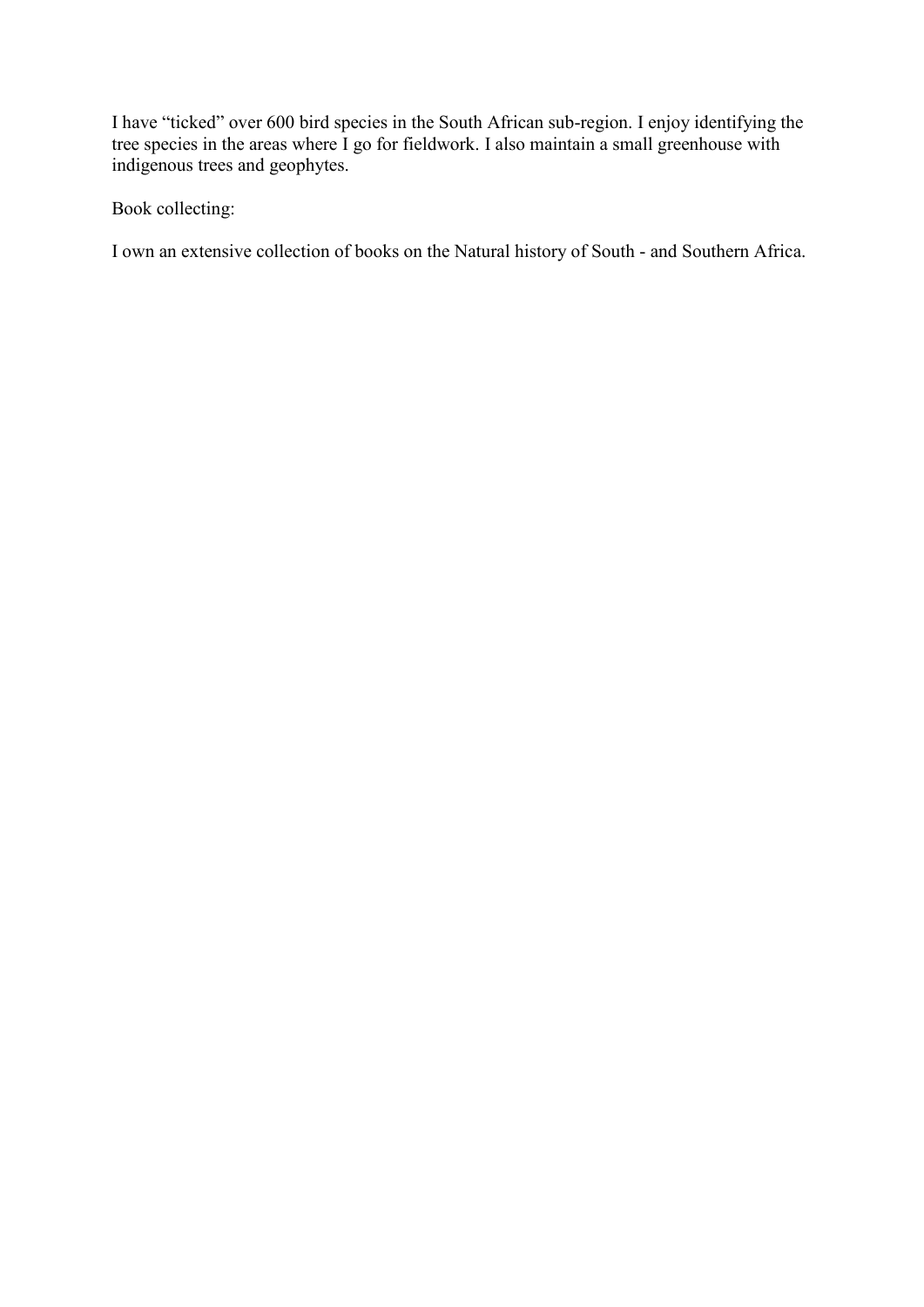I have “ticked” over 600 bird species in the South African sub-region. I enjoy identifying the tree species in the areas where I go for fieldwork. I also maintain a small greenhouse with indigenous trees and geophytes.

Book collecting:

I own an extensive collection of books on the Natural history of South - and Southern Africa.